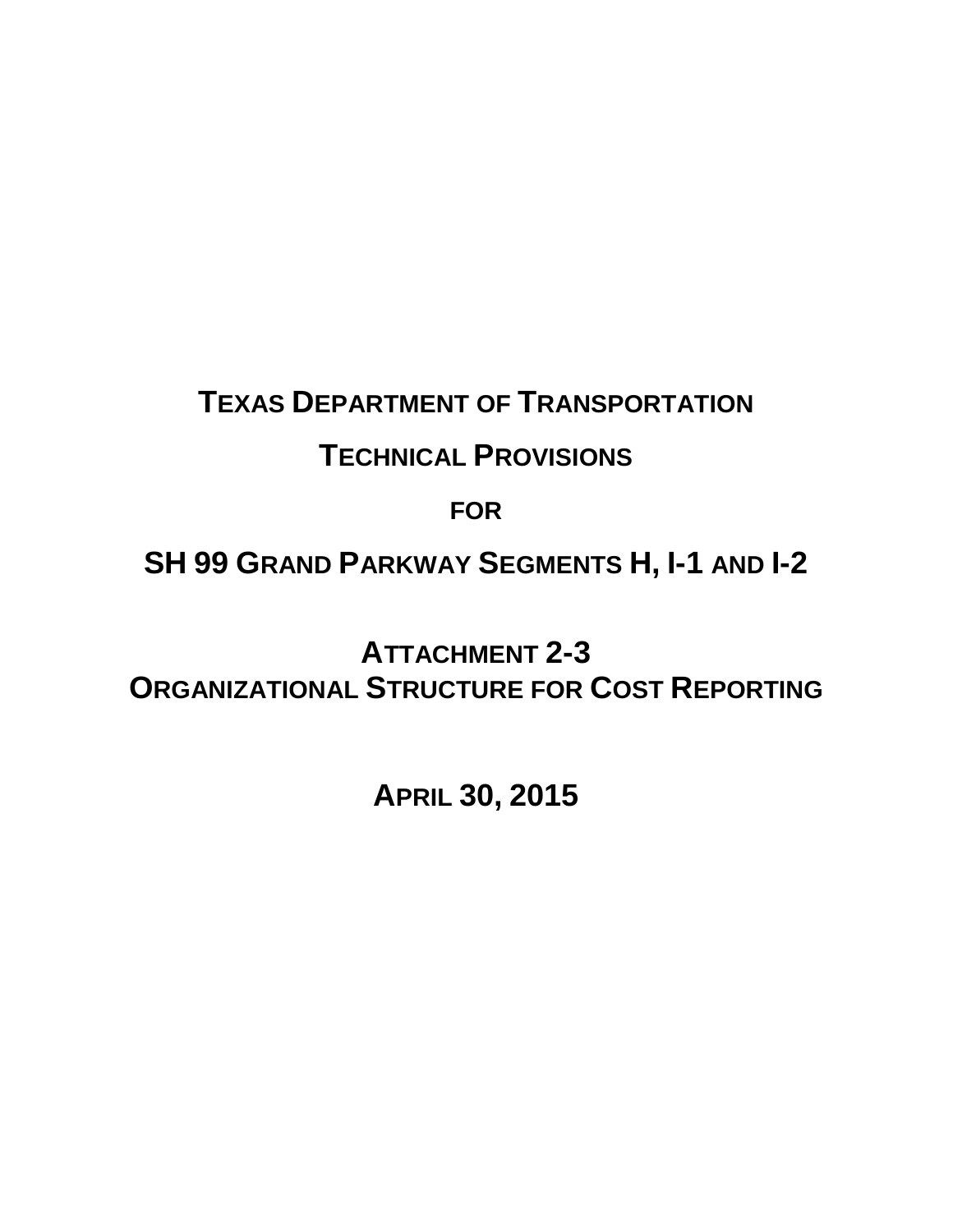# TEXAS DEPARTMENT OF TRANSPORTATION

# TECHNICAL PROVISIONS

## FOR

# SH 99 GRAND PARKWAY SEGMENTS H, I-1 AND I-2

## ATTACHMENT 2-3
## ORGANIZATIONAL STRUCTURE FOR COST REPORTING

## APRIL 30, 2015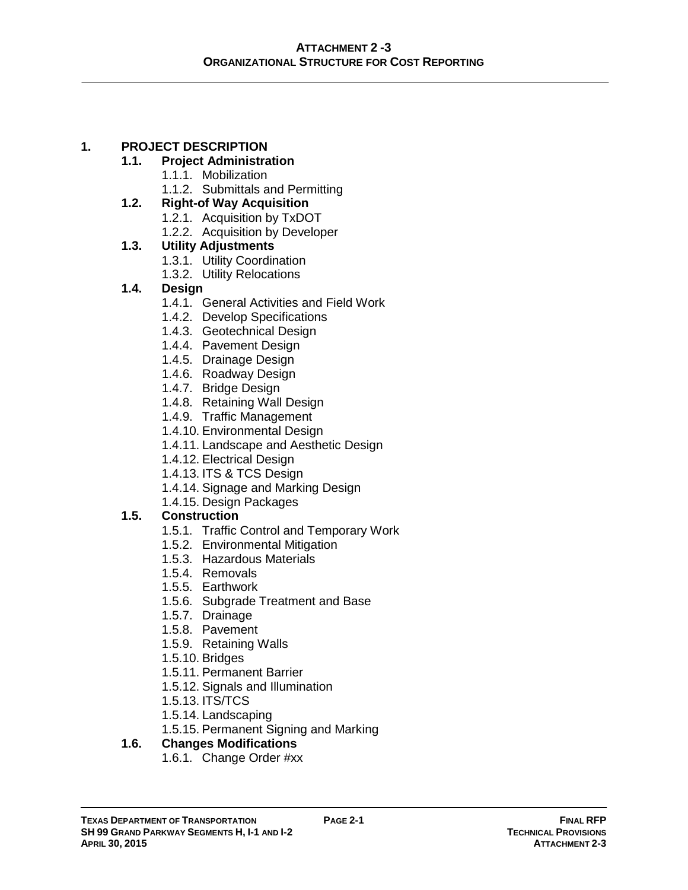**ATTACHMENT 2 -3**
**ORGANIZATIONAL STRUCTURE FOR COST REPORTING**

# 1. PROJECT DESCRIPTION

## 1.1. Project Administration

- 1.1.1. Mobilization
- 1.1.2. Submittals and Permitting

## 1.2. Right-of Way Acquisition

- 1.2.1. Acquisition by TxDOT
- 1.2.2. Acquisition by Developer

## 1.3. Utility Adjustments

- 1.3.1. Utility Coordination
- 1.3.2. Utility Relocations

## 1.4. Design

- 1.4.1. General Activities and Field Work
- 1.4.2. Develop Specifications
- 1.4.3. Geotechnical Design
- 1.4.4. Pavement Design
- 1.4.5. Drainage Design
- 1.4.6. Roadway Design
- 1.4.7. Bridge Design
- 1.4.8. Retaining Wall Design
- 1.4.9. Traffic Management
- 1.4.10. Environmental Design
- 1.4.11. Landscape and Aesthetic Design
- 1.4.12. Electrical Design
- 1.4.13. ITS & TCS Design
- 1.4.14. Signage and Marking Design
- 1.4.15. Design Packages

## 1.5. Construction

- 1.5.1. Traffic Control and Temporary Work
- 1.5.2. Environmental Mitigation
- 1.5.3. Hazardous Materials
- 1.5.4. Removals
- 1.5.5. Earthwork
- 1.5.6. Subgrade Treatment and Base
- 1.5.7. Drainage
- 1.5.8. Pavement
- 1.5.9. Retaining Walls
- 1.5.10. Bridges
- 1.5.11. Permanent Barrier
- 1.5.12. Signals and Illumination
- 1.5.13. ITS/TCS
- 1.5.14. Landscaping
- 1.5.15. Permanent Signing and Marking

## 1.6. Changes Modifications

- 1.6.1. Change Order #xx